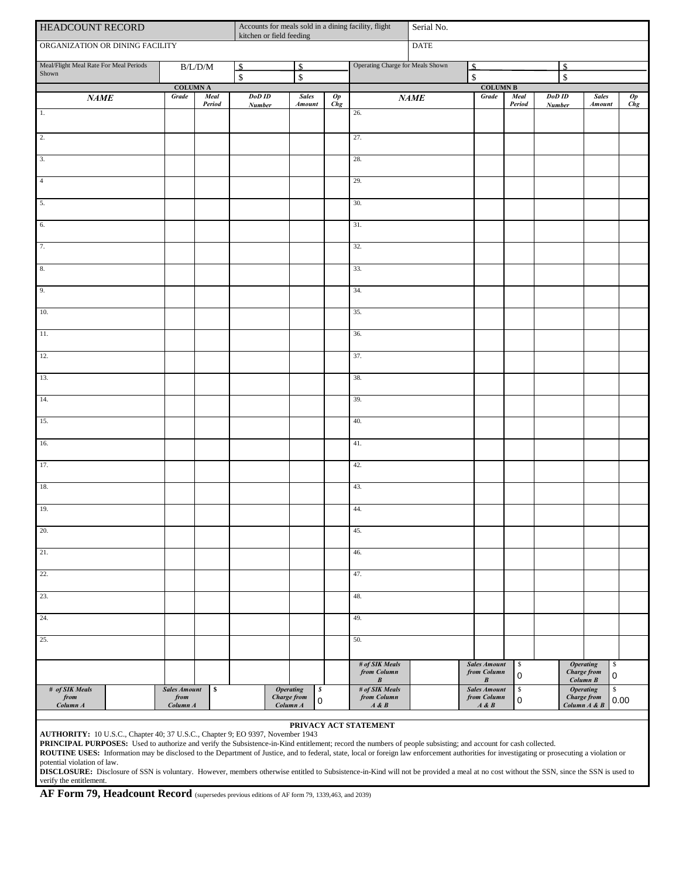| HEADCOUNT RECORD | Accounts for meals sold in a dining facility, flight kitchen or field feeding | Serial No. |
|---|---|---|
| ORGANIZATION OR DINING FACILITY | | DATE |

| Meal/Flight Meal Rate For Meal Periods Shown | B/L/D/M | $ | $ | Operating Charge for Meals Shown | $ | $ |
|---|---|---|---|---|---|---|
| | | $ | $ | | $ | $ |

| COLUMN A | | | | | | COLUMN B | | | | | |
|---|---|---|---|---|---|---|---|---|---|---|---|
| ***NAME*** | ***Grade*** | ***Meal Period*** | ***DoD ID Number*** | ***Sales Amount*** | ***Op Chg*** | ***NAME*** | ***Grade*** | ***Meal Period*** | ***DoD ID Number*** | ***Sales Amount*** | ***Op Chg*** |
| 1. | | | | | | 26. | | | | | |
| 2. | | | | | | 27. | | | | | |
| 3. | | | | | | 28. | | | | | |
| 4 | | | | | | 29. | | | | | |
| 5. | | | | | | 30. | | | | | |
| 6. | | | | | | 31. | | | | | |
| 7. | | | | | | 32. | | | | | |
| 8. | | | | | | 33. | | | | | |
| 9. | | | | | | 34. | | | | | |
| 10. | | | | | | 35. | | | | | |
| 11. | | | | | | 36. | | | | | |
| 12. | | | | | | 37. | | | | | |
| 13. | | | | | | 38. | | | | | |
| 14. | | | | | | 39. | | | | | |
| 15. | | | | | | 40. | | | | | |
| 16. | | | | | | 41. | | | | | |
| 17. | | | | | | 42. | | | | | |
| 18. | | | | | | 43. | | | | | |
| 19. | | | | | | 44. | | | | | |
| 20. | | | | | | 45. | | | | | |
| 21. | | | | | | 46. | | | | | |
| 22. | | | | | | 47. | | | | | |
| 23. | | | | | | 48. | | | | | |
| 24. | | | | | | 49. | | | | | |
| 25. | | | | | | 50. | | | | | |

| | | | | | | | |
|---|---|---|---|---|---|---|---|
| | | | | ***# of SIK Meals from Column B*** | | ***Sales Amount from Column B*** | $ 0 | ***Operating Charge from Column B*** | $ 0 |
| ***# of SIK Meals from Column A*** | | ***Sales Amount from Column A*** | $ | ***Operating Charge from Column A*** | $ 0 | ***# of SIK Meals from Column A & B*** | | ***Sales Amount from Column A & B*** | $ 0 | ***Operating Charge from Column A & B*** | $ 0.00 |

**PRIVACY ACT STATEMENT**

**AUTHORITY:** 10 U.S.C., Chapter 40; 37 U.S.C., Chapter 9; EO 9397, November 1943

**PRINCIPAL PURPOSES:** Used to authorize and verify the Subsistence-in-Kind entitlement; record the numbers of people subsisting; and account for cash collected.

**ROUTINE USES:** Information may be disclosed to the Department of Justice, and to federal, state, local or foreign law enforcement authorities for investigating or prosecuting a violation or potential violation of law.

**DISCLOSURE:** Disclosure of SSN is voluntary. However, members otherwise entitled to Subsistence-in-Kind will not be provided a meal at no cost without the SSN, since the SSN is used to verify the entitlement.

**AF Form 79, Headcount Record** (supersedes previous editions of AF form 79, 1339,463, and 2039)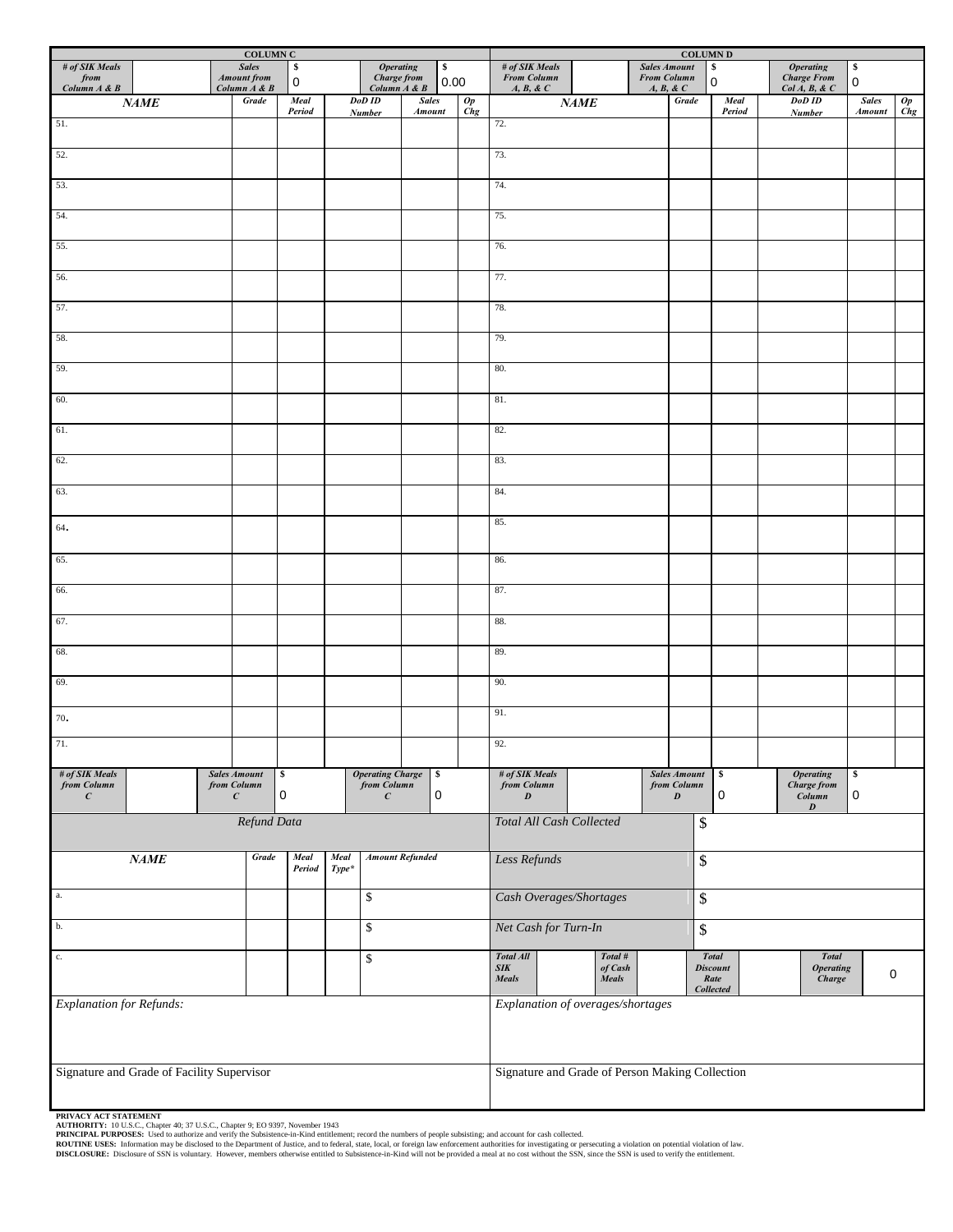| COLUMN C | | | | | | | | | COLUMN D | | | | | | | | |
|---|---|---|---|---|---|---|---|---|---|---|---|---|---|---|---|---|---|
| # of SIK Meals from Column A & B | | Sales Amount from Column A & B | $ 0 | | Operating Charge from Column A & B | $ 0.00 | | | # of SIK Meals From Column A, B, & C | | Sales Amount From Column A, B, & C | $ 0 | | Operating Charge From Col A, B, & C | $ 0 | | |
| NAME | | Grade | Meal Period | DoD ID Number | | Sales Amount | Op Chg | | NAME | | Grade | Meal Period | DoD ID Number | | | Sales Amount | Op Chg |
| 51. | | | | | | | | | 72. | | | | | | | | |
| 52. | | | | | | | | | 73. | | | | | | | | |
| 53. | | | | | | | | | 74. | | | | | | | | |
| 54. | | | | | | | | | 75. | | | | | | | | |
| 55. | | | | | | | | | 76. | | | | | | | | |
| 56. | | | | | | | | | 77. | | | | | | | | |
| 57. | | | | | | | | | 78. | | | | | | | | |
| 58. | | | | | | | | | 79. | | | | | | | | |
| 59. | | | | | | | | | 80. | | | | | | | | |
| 60. | | | | | | | | | 81. | | | | | | | | |
| 61. | | | | | | | | | 82. | | | | | | | | |
| 62. | | | | | | | | | 83. | | | | | | | | |
| 63. | | | | | | | | | 84. | | | | | | | | |
| 64. | | | | | | | | | 85. | | | | | | | | |
| 65. | | | | | | | | | 86. | | | | | | | | |
| 66. | | | | | | | | | 87. | | | | | | | | |
| 67. | | | | | | | | | 88. | | | | | | | | |
| 68. | | | | | | | | | 89. | | | | | | | | |
| 69. | | | | | | | | | 90. | | | | | | | | |
| 70. | | | | | | | | | 91. | | | | | | | | |
| 71. | | | | | | | | | 92. | | | | | | | | |
| # of SIK Meals from Column C | | Sales Amount from Column C | $ 0 | | Operating Charge from Column C | $ 0 | | | # of SIK Meals from Column D | | Sales Amount from Column D | $ 0 | | Operating Charge from Column D | $ 0 | | |

| Refund Data | | | | | | |
|---|---|---|---|---|---|---|
| NAME | Grade | Meal Period | Meal Type* | Amount Refunded | | |
| a. | | | | $ | | |
| b. | | | | $ | | |
| c. | | | | $ | | |

| | |
|---|---|
| Total All Cash Collected | $ |
| Less Refunds | $ |
| Cash Overages/Shortages | $ |
| Net Cash for Turn-In | $ |

| Total All SIK Meals | | Total # of Cash Meals | | Total Discount Rate Collected | | Total Operating Charge | 0 |
|---|---|---|---|---|---|---|---|

Explanation for Refunds:

Explanation of overages/shortages

Signature and Grade of Facility Supervisor

Signature and Grade of Person Making Collection

**PRIVACY ACT STATEMENT**
**AUTHORITY:** 10 U.S.C., Chapter 40; 37 U.S.C., Chapter 9; EO 9397, November 1943
**PRINCIPAL PURPOSES:** Used to authorize and verify the Subsistence-in-Kind entitlement; record the numbers of people subsisting; and account for cash collected.
**ROUTINE USES:** Information may be disclosed to the Department of Justice, and to federal, state, local, or foreign law enforcement authorities for investigating or persecuting a violation on potential violation of law.
**DISCLOSURE:** Disclosure of SSN is voluntary. However, members otherwise entitled to Subsistence-in-Kind will not be provided a meal at no cost without the SSN, since the SSN is used to verify the entitlement.